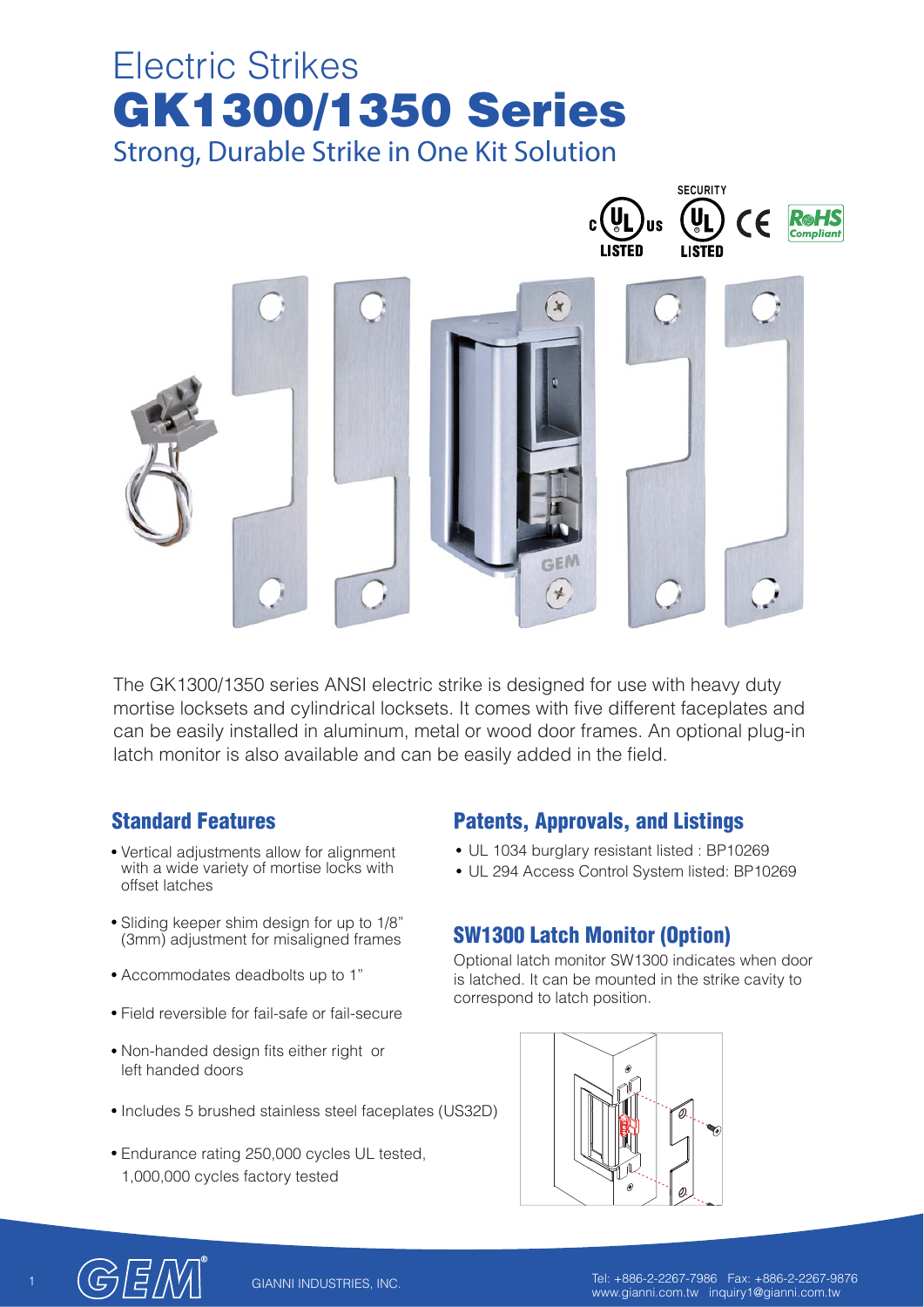# Electric Strikes
# GK1300/1350 Series

Strong, Durable Strike in One Kit Solution

The GK1300/1350 series ANSI electric strike is designed for use with heavy duty mortise locksets and cylindrical locksets. It comes with five different faceplates and can be easily installed in aluminum, metal or wood door frames. An optional plug-in latch monitor is also available and can be easily added in the field.

## Standard Features

- Vertical adjustments allow for alignment with a wide variety of mortise locks with offset latches
- Sliding keeper shim design for up to 1/8" (3mm) adjustment for misaligned frames
- Accommodates deadbolts up to 1"
- Field reversible for fail-safe or fail-secure
- Non-handed design fits either right or left handed doors
- Includes 5 brushed stainless steel faceplates (US32D)
- Endurance rating 250,000 cycles UL tested, 1,000,000 cycles factory tested

## Patents, Approvals, and Listings

- UL 1034 burglary resistant listed : BP10269
- UL 294 Access Control System listed: BP10269

## SW1300 Latch Monitor (Option)

Optional latch monitor SW1300 indicates when door is latched. It can be mounted in the strike cavity to correspond to latch position.

GIANNI INDUSTRIES, INC.

Tel: +886-2-2267-7986 Fax: +886-2-2267-9876
www.gianni.com.tw inquiry1@gianni.com.tw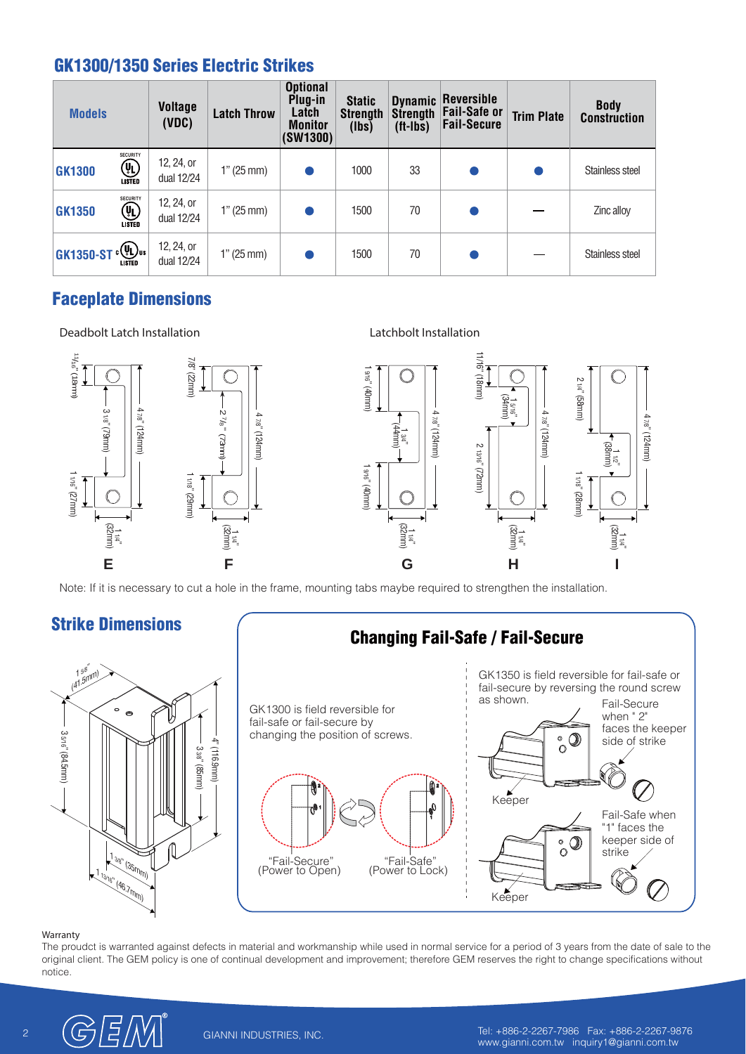## GK1300/1350 Series Electric Strikes

| Models | Voltage (VDC) | Latch Throw | Optional Plug-in Latch Monitor (SW1300) | Static Strength (lbs) | Dynamic Strength (ft-lbs) | Reversible Fail-Safe or Fail-Secure | Trim Plate | Body Construction |
|---|---|---|---|---|---|---|---|---|
| GK1300 | 12, 24, or dual 12/24 | 1" (25 mm) | ● | 1000 | 33 | ● | ● | Stainless steel |
| GK1350 | 12, 24, or dual 12/24 | 1" (25 mm) | ● | 1500 | 70 | ● | — | Zinc alloy |
| GK1350-ST | 12, 24, or dual 12/24 | 1" (25 mm) | ● | 1500 | 70 | ● | — | Stainless steel |

## Faceplate Dimensions

Deadbolt Latch Installation

Latchbolt Installation

E
11/16" (18mm)
3 1/8" (79mm)
4 7/8" (124mm)
1 1/16" (27mm)
1 1/4" (32mm)

F
7/8" (22mm)
2 7/8" (73mm)
4 7/8" (124mm)
1 1/8" (29mm)
1 1/4" (32mm)

G
1 9/16" (40mm)
1 3/4" (44mm)
4 7/8" (124mm)
1 9/16" (40mm)
1 1/4" (32mm)

H
11/16" (18mm)
1 5/16" (34mm)
2 13/16" (72mm)
4 7/8" (124mm)
1 1/4" (32mm)

I
2 1/4" (58mm)
1 1/2" (38mm)
4 7/8" (124mm)
1 1/8" (28mm)
1 1/4" (32mm)

Note: If it is necessary to cut a hole in the frame, mounting tabs maybe required to strengthen the installation.

## Strike Dimensions

1 5/8" (41.5mm)
3 5/16" (84.5mm)
4" (116.9mm)
3 3/8" (85mm)
1 3/8" (35mm)
1 13/16" (46.7mm)

## Changing Fail-Safe / Fail-Secure

GK1300 is field reversible for fail-safe or fail-secure by changing the position of screws.

"Fail-Secure" (Power to Open)

"Fail-Safe" (Power to Lock)

GK1350 is field reversible for fail-safe or fail-secure by reversing the round screw as shown.

Fail-Secure when " 2" faces the keeper side of strike

Keeper

Fail-Safe when "1" faces the keeper side of strike

Keeper

Warranty

The proudct is warranted against defects in material and workmanship while used in normal service for a period of 3 years from the date of sale to the original client. The GEM policy is one of continual development and improvement; therefore GEM reserves the right to change specifications without notice.

GEM®

GIANNI INDUSTRIES, INC.

Tel: +886-2-2267-7986 Fax: +886-2-2267-9876
www.gianni.com.tw inquiry1@gianni.com.tw